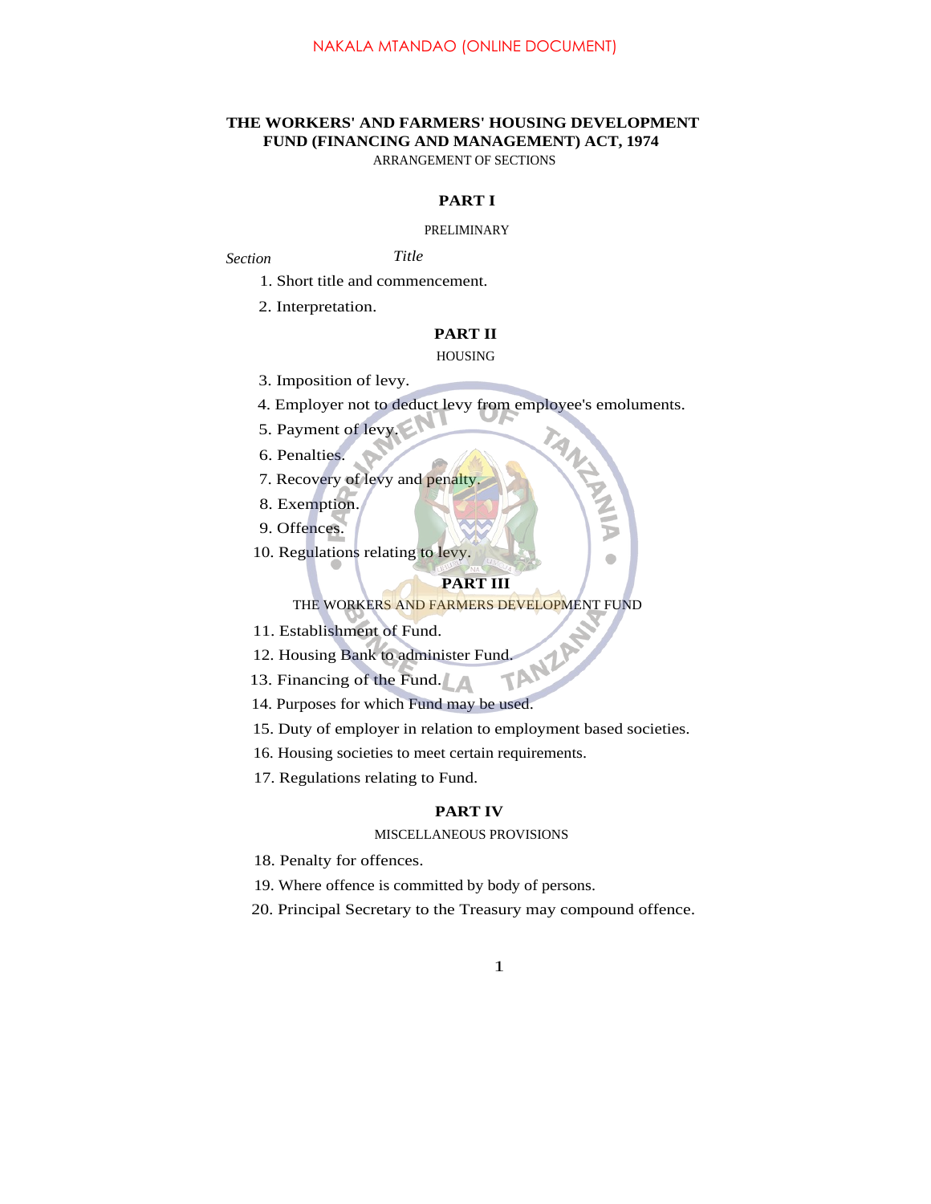# THE WORKERS' AND FARMERS' HOUSING DEVELOPMENT FUND (FINANCING AND MANAGEMENT) ACT, 1974

ARRANGEMENT OF SECTIONS

## PART I

PRELIMINARY

*Section* *Title*

1. Short title and commencement.
2. Interpretation.

## PART II

HOUSING

3. Imposition of levy.
4. Employer not to deduct levy from employee's emoluments.
5. Payment of levy.
6. Penalties.
7. Recovery of levy and penalty.
8. Exemption.
9. Offences.
10. Regulations relating to levy.

## PART III

THE WORKERS AND FARMERS DEVELOPMENT FUND

11. Establishment of Fund.
12. Housing Bank to administer Fund.
13. Financing of the Fund.
14. Purposes for which Fund may be used.
15. Duty of employer in relation to employment based societies.
16. Housing societies to meet certain requirements.
17. Regulations relating to Fund.

## PART IV

MISCELLANEOUS PROVISIONS

18. Penalty for offences.
19. Where offence is committed by body of persons.
20. Principal Secretary to the Treasury may compound offence.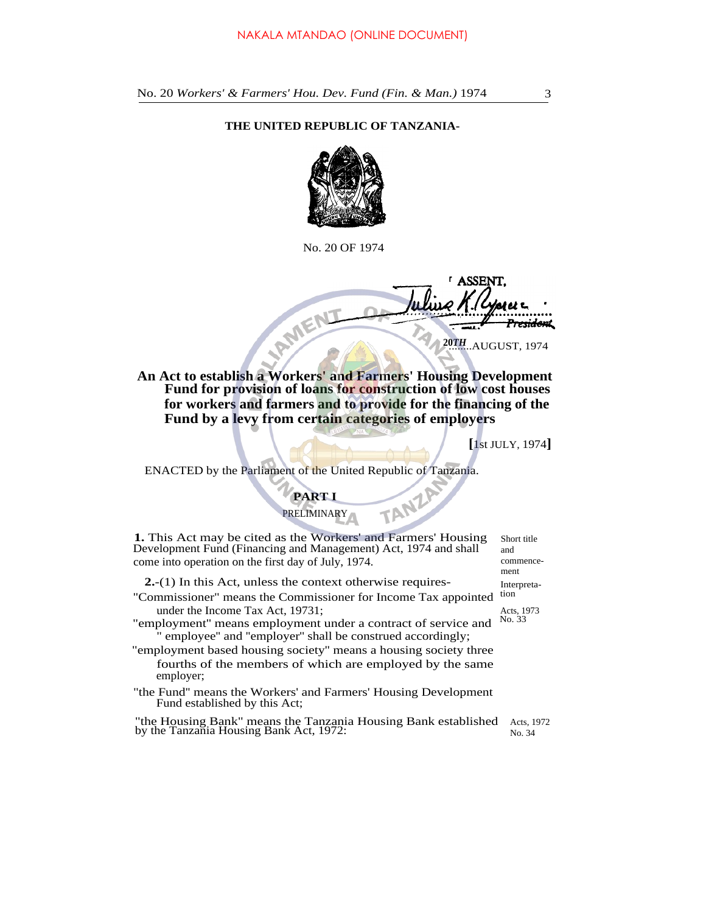**THE UNITED REPUBLIC OF TANZANIA**

No. 20 OF 1974

I ASSENT,

Julius K. Nyerere
*President*

20TH AUGUST, 1974

**An Act to establish a Workers' and Farmers' Housing Development Fund for provision of loans for construction of low cost houses for workers and farmers and to provide for the financing of the Fund by a levy from certain categories of employers**

**[**1st JULY, 1974**]**

ENACTED by the Parliament of the United Republic of Tanzania.

## PART I

PRELIMINARY

*Short title and commencement*

**1.** This Act may be cited as the Workers' and Farmers' Housing Development Fund (Financing and Management) Act, 1974 and shall come into operation on the first day of July, 1974.

*Interpretation*

**2.**-(1) In this Act, unless the context otherwise requires-

*Acts, 1973 No. 33*

"Commissioner" means the Commissioner for Income Tax appointed under the Income Tax Act, 1973;

"employment" means employment under a contract of service and " employee" and "employer" shall be construed accordingly;

"employment based housing society" means a housing society three fourths of the members of which are employed by the same employer;

"the Fund" means the Workers' and Farmers' Housing Development Fund established by this Act;

*Acts, 1972 No. 34*

"the Housing Bank" means the Tanzania Housing Bank established by the Tanzania Housing Bank Act, 1972: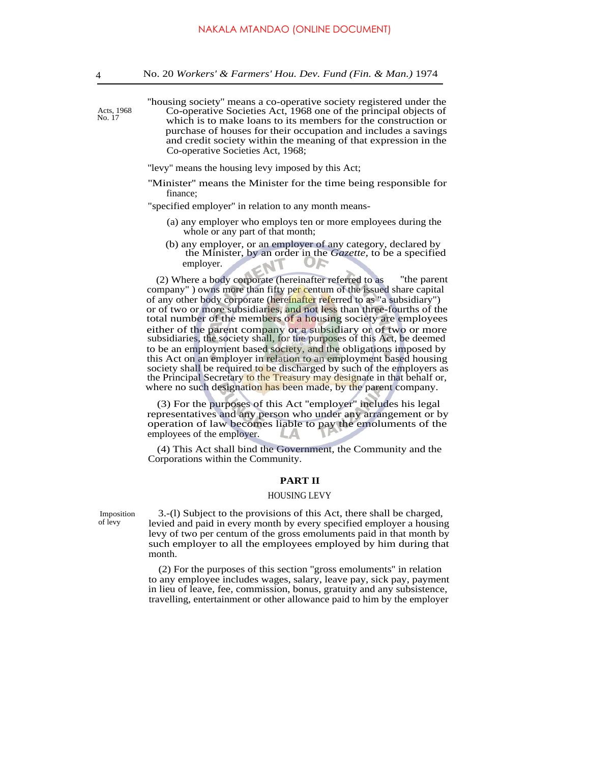"housing society" means a co-operative society registered under the Co-operative Societies Act, 1968 one of the principal objects of which is to make loans to its members for the construction or purchase of houses for their occupation and includes a savings and credit society within the meaning of that expression in the Co-operative Societies Act, 1968;

Acts, 1968 No. 17

"levy" means the housing levy imposed by this Act;

"Minister" means the Minister for the time being responsible for finance;

"specified employer" in relation to any month means-

(a) any employer who employs ten or more employees during the whole or any part of that month;

(b) any employer, or an employer of any category, declared by the Minister, by an order in the *Gazette*, to be a specified employer.

(2) Where a body corporate (hereinafter referred to as "the parent company" ) owns more than fifty per centum of the issued share capital of any other body corporate (hereinafter referred to as "a subsidiary") or of two or more subsidiaries, and not less than three-fourths of the total number of the members of a housing society are employees either of the parent company or a subsidiary or of two or more subsidiaries, the society shall, for the purposes of this Act, be deemed to be an employment based society, and the obligations imposed by this Act on an employer in relation to an employment based housing society shall be required to be discharged by such of the employers as the Principal Secretary to the Treasury may designate in that behalf or, where no such designation has been made, by the parent company.

(3) For the purposes of this Act "employer" includes his legal representatives and any person who under any arrangement or by operation of law becomes liable to pay the emoluments of the employees of the employer.

(4) This Act shall bind the Government, the Community and the Corporations within the Community.

## PART II

### HOUSING LEVY

Imposition of levy

3.-(l) Subject to the provisions of this Act, there shall be charged, levied and paid in every month by every specified employer a housing levy of two per centum of the gross emoluments paid in that month by such employer to all the employees employed by him during that month.

(2) For the purposes of this section "gross emoluments" in relation to any employee includes wages, salary, leave pay, sick pay, payment in lieu of leave, fee, commission, bonus, gratuity and any subsistence, travelling, entertainment or other allowance paid to him by the employer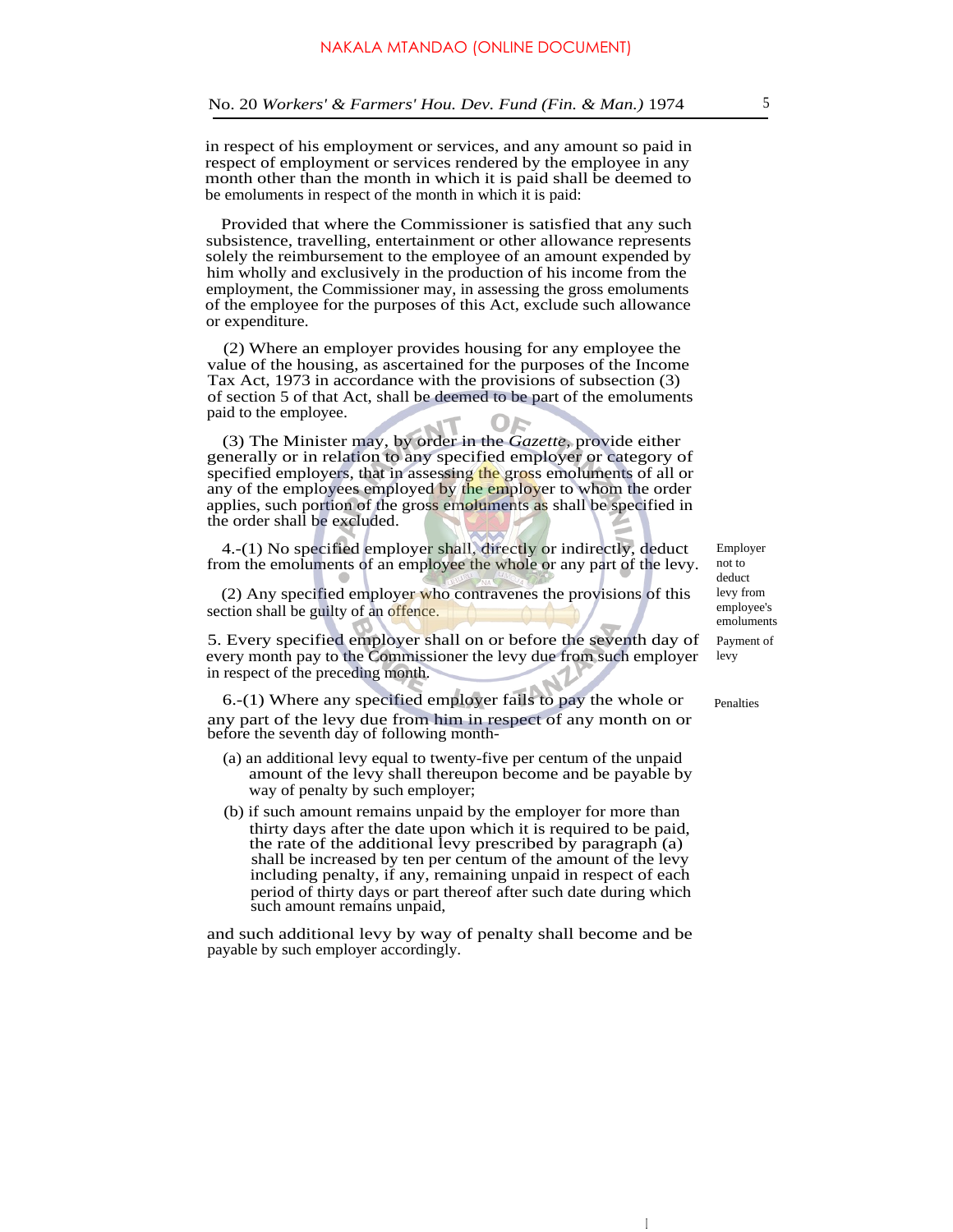in respect of his employment or services, and any amount so paid in respect of employment or services rendered by the employee in any month other than the month in which it is paid shall be deemed to be emoluments in respect of the month in which it is paid:

Provided that where the Commissioner is satisfied that any such subsistence, travelling, entertainment or other allowance represents solely the reimbursement to the employee of an amount expended by him wholly and exclusively in the production of his income from the employment, the Commissioner may, in assessing the gross emoluments of the employee for the purposes of this Act, exclude such allowance or expenditure.

(2) Where an employer provides housing for any employee the value of the housing, as ascertained for the purposes of the Income Tax Act, 1973 in accordance with the provisions of subsection (3) of section 5 of that Act, shall be deemed to be part of the emoluments paid to the employee.

(3) The Minister may, by order in the *Gazette*, provide either generally or in relation to any specified employer or category of specified employers, that in assessing the gross emoluments of all or any of the employees employed by the employer to whom the order applies, such portion of the gross emoluments as shall be specified in the order shall be excluded.

**Employer not to deduct levy from employee's emoluments**

4.-(1) No specified employer shall, directly or indirectly, deduct from the emoluments of an employee the whole or any part of the levy.

(2) Any specified employer who contravenes the provisions of this section shall be guilty of an offence.

**Payment of levy**

5. Every specified employer shall on or before the seventh day of every month pay to the Commissioner the levy due from such employer in respect of the preceding month.

**Penalties**

6.-(1) Where any specified employer fails to pay the whole or any part of the levy due from him in respect of any month on or before the seventh day of following month-

(a) an additional levy equal to twenty-five per centum of the unpaid amount of the levy shall thereupon become and be payable by way of penalty by such employer;

(b) if such amount remains unpaid by the employer for more than thirty days after the date upon which it is required to be paid, the rate of the additional levy prescribed by paragraph (a) shall be increased by ten per centum of the amount of the levy including penalty, if any, remaining unpaid in respect of each period of thirty days or part thereof after such date during which such amount remains unpaid,

and such additional levy by way of penalty shall become and be payable by such employer accordingly.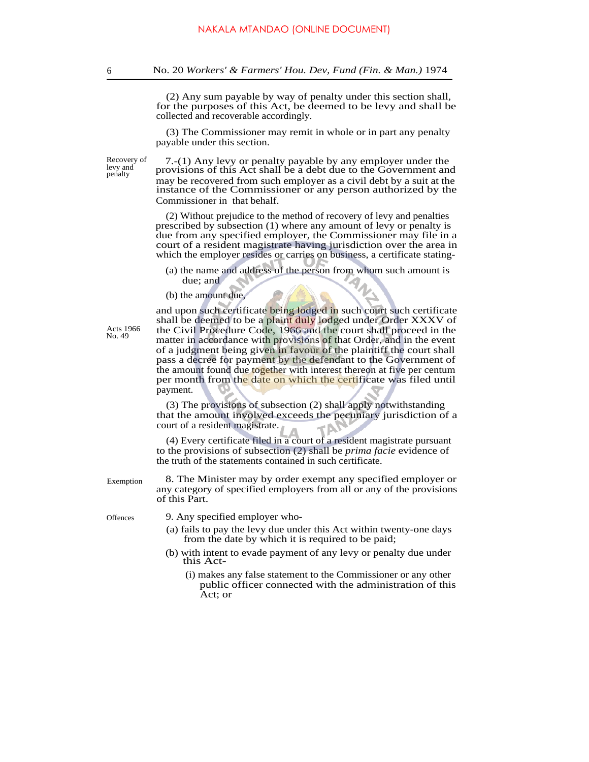(2) Any sum payable by way of penalty under this section shall, for the purposes of this Act, be deemed to be levy and shall be collected and recoverable accordingly.

(3) The Commissioner may remit in whole or in part any penalty payable under this section.

Recovery of levy and penalty

7.-(1) Any levy or penalty payable by any employer under the provisions of this Act shall be a debt due to the Government and may be recovered from such employer as a civil debt by a suit at the instance of the Commissioner or any person authorized by the Commissioner in that behalf.

(2) Without prejudice to the method of recovery of levy and penalties prescribed by subsection (1) where any amount of levy or penalty is due from any specified employer, the Commissioner may file in a court of a resident magistrate having jurisdiction over the area in which the employer resides or carries on business, a certificate stating-

(a) the name and address of the person from whom such amount is due; and

(b) the amount due,

Acts 1966 No. 49

and upon such certificate being lodged in such court such certificate shall be deemed to be a plaint duly lodged under Order XXXV of the Civil Procedure Code, 1966 and the court shall proceed in the matter in accordance with provisions of that Order, and in the event of a judgment being given in favour of the plaintiff the court shall pass a decree for payment by the defendant to the Government of the amount found due together with interest thereon at five per centum per month from the date on which the certificate was filed until payment.

(3) The provisions of subsection (2) shall apply notwithstanding that the amount involved exceeds the pecuniary jurisdiction of a court of a resident magistrate.

(4) Every certificate filed in a court of a resident magistrate pursuant to the provisions of subsection (2) shall be *prima facie* evidence of the truth of the statements contained in such certificate.

Exemption

8. The Minister may by order exempt any specified employer or any category of specified employers from all or any of the provisions of this Part.

Offences

9. Any specified employer who-

(a) fails to pay the levy due under this Act within twenty-one days from the date by which it is required to be paid;

(b) with intent to evade payment of any levy or penalty due under this Act-

(i) makes any false statement to the Commissioner or any other public officer connected with the administration of this Act; or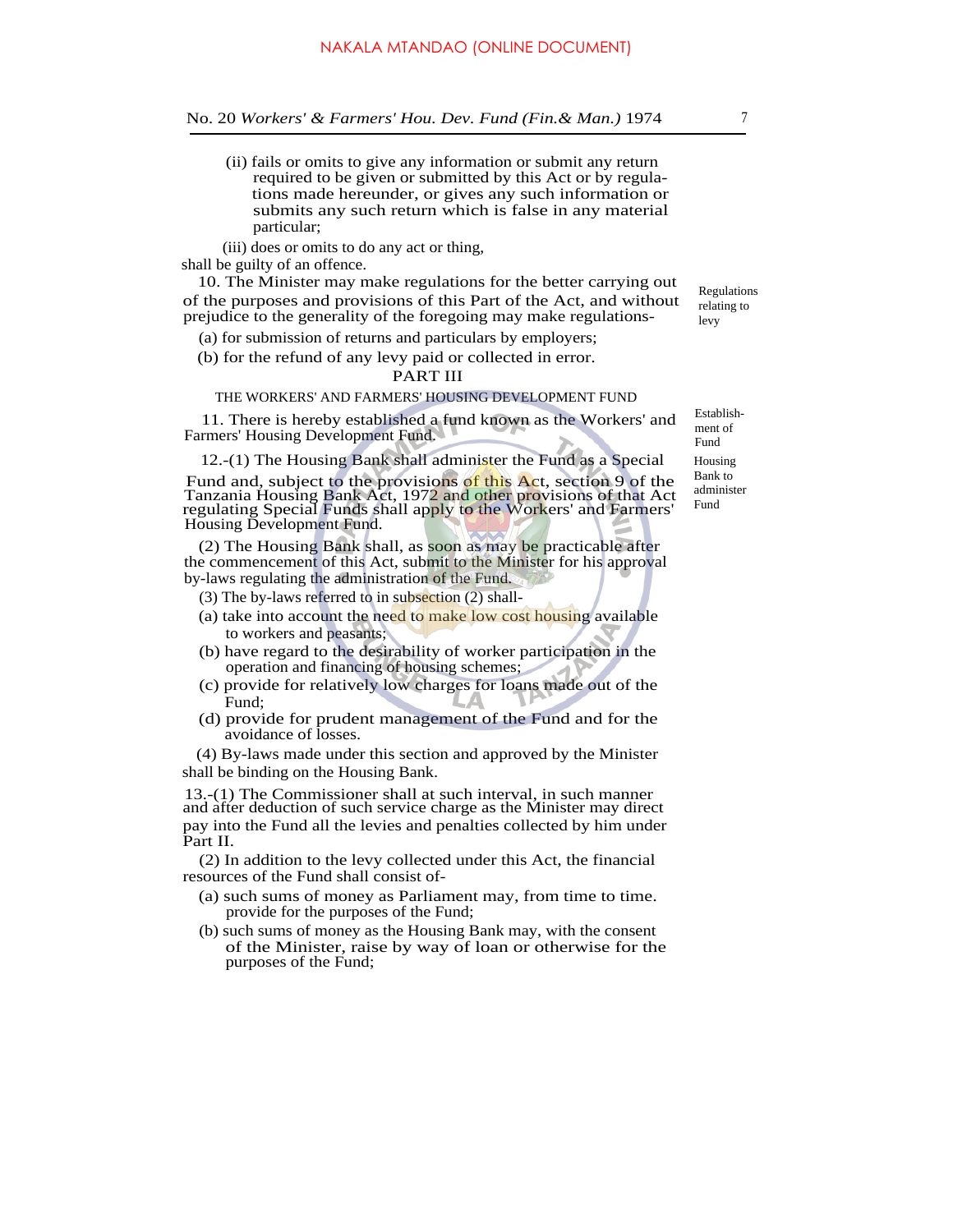(ii) fails or omits to give any information or submit any return required to be given or submitted by this Act or by regulations made hereunder, or gives any such information or submits any such return which is false in any material particular;

(iii) does or omits to do any act or thing,

shall be guilty of an offence.

*Regulations relating to levy*

10. The Minister may make regulations for the better carrying out of the purposes and provisions of this Part of the Act, and without prejudice to the generality of the foregoing may make regulations-

(a) for submission of returns and particulars by employers;

(b) for the refund of any levy paid or collected in error.

## PART III

### THE WORKERS' AND FARMERS' HOUSING DEVELOPMENT FUND

*Establishment of Fund*

11. There is hereby established a fund known as the Workers' and Farmers' Housing Development Fund.

*Housing Bank to administer Fund*

12.-(1) The Housing Bank shall administer the Fund as a Special Fund and, subject to the provisions of this Act, section 9 of the Tanzania Housing Bank Act, 1972 and other provisions of that Act regulating Special Funds shall apply to the Workers' and Farmers' Housing Development Fund.

(2) The Housing Bank shall, as soon as may be practicable after the commencement of this Act, submit to the Minister for his approval by-laws regulating the administration of the Fund.

(3) The by-laws referred to in subsection (2) shall-

(a) take into account the need to make low cost housing available to workers and peasants;

(b) have regard to the desirability of worker participation in the operation and financing of housing schemes;

(c) provide for relatively low charges for loans made out of the Fund;

(d) provide for prudent management of the Fund and for the avoidance of losses.

(4) By-laws made under this section and approved by the Minister shall be binding on the Housing Bank.

13.-(1) The Commissioner shall at such interval, in such manner and after deduction of such service charge as the Minister may direct pay into the Fund all the levies and penalties collected by him under Part II.

(2) In addition to the levy collected under this Act, the financial resources of the Fund shall consist of-

(a) such sums of money as Parliament may, from time to time. provide for the purposes of the Fund;

(b) such sums of money as the Housing Bank may, with the consent of the Minister, raise by way of loan or otherwise for the purposes of the Fund;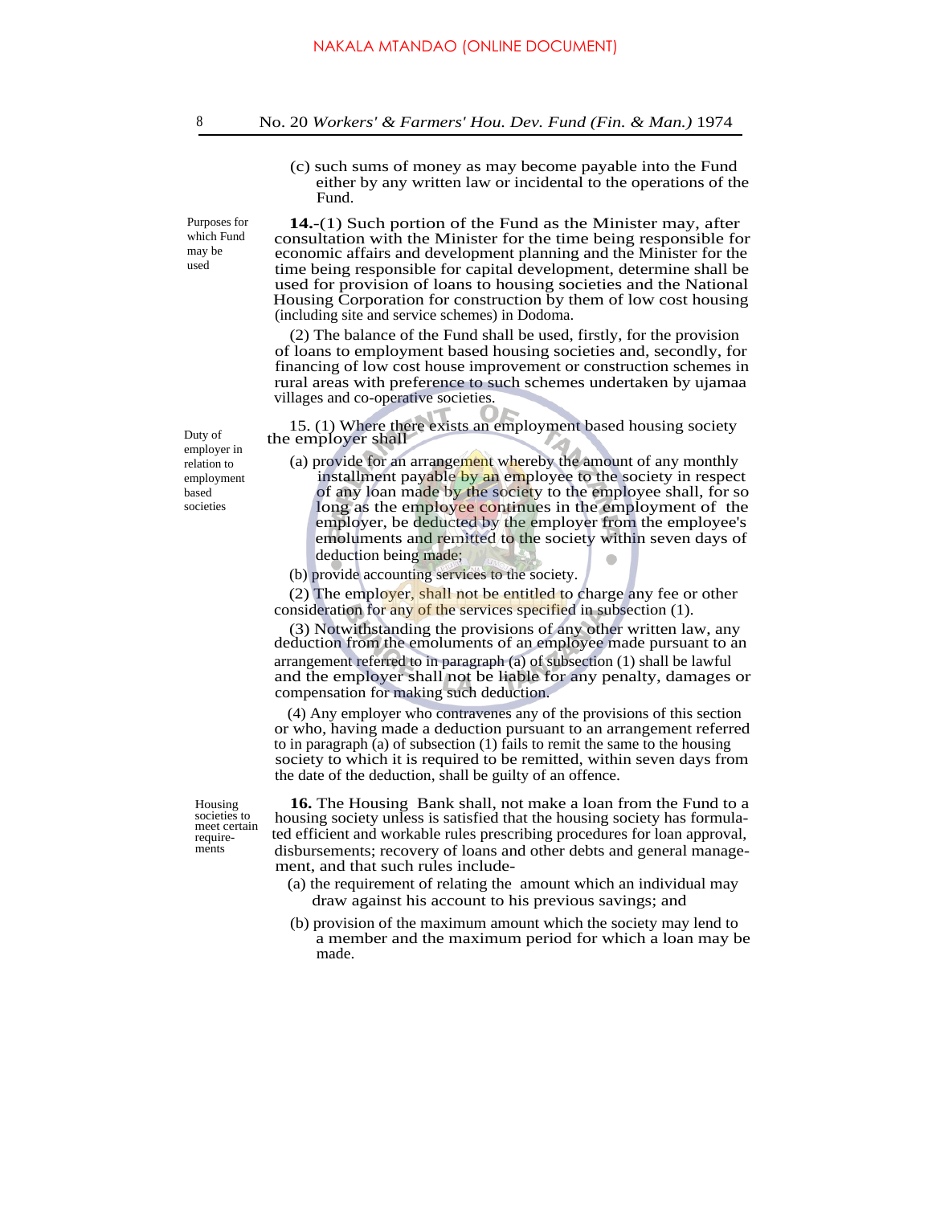(c) such sums of money as may become payable into the Fund either by any written law or incidental to the operations of the Fund.

Purposes for which Fund may be used

**14.**-(1) Such portion of the Fund as the Minister may, after consultation with the Minister for the time being responsible for economic affairs and development planning and the Minister for the time being responsible for capital development, determine shall be used for provision of loans to housing societies and the National Housing Corporation for construction by them of low cost housing (including site and service schemes) in Dodoma.

(2) The balance of the Fund shall be used, firstly, for the provision of loans to employment based housing societies and, secondly, for financing of low cost house improvement or construction schemes in rural areas with preference to such schemes undertaken by ujamaa villages and co-operative societies.

Duty of employer in relation to employment based societies

15. (1) Where there exists an employment based housing society the employer shall

(a) provide for an arrangement whereby the amount of any monthly installment payable by an employee to the society in respect of any loan made by the society to the employee shall, for so long as the employee continues in the employment of the employer, be deducted by the employer from the employee's emoluments and remitted to the society within seven days of deduction being made;

(b) provide accounting services to the society.

(2) The employer, shall not be entitled to charge any fee or other consideration for any of the services specified in subsection (1).

(3) Notwithstanding the provisions of any other written law, any deduction from the emoluments of an employee made pursuant to an arrangement referred to in paragraph (a) of subsection (1) shall be lawful and the employer shall not be liable for any penalty, damages or compensation for making such deduction.

(4) Any employer who contravenes any of the provisions of this section or who, having made a deduction pursuant to an arrangement referred to in paragraph (a) of subsection (1) fails to remit the same to the housing society to which it is required to be remitted, within seven days from the date of the deduction, shall be guilty of an offence.

Housing societies to meet certain requirements

**16.** The Housing Bank shall, not make a loan from the Fund to a housing society unless is satisfied that the housing society has formulated efficient and workable rules prescribing procedures for loan approval, disbursements; recovery of loans and other debts and general management, and that such rules include-

(a) the requirement of relating the amount which an individual may draw against his account to his previous savings; and

(b) provision of the maximum amount which the society may lend to a member and the maximum period for which a loan may be made.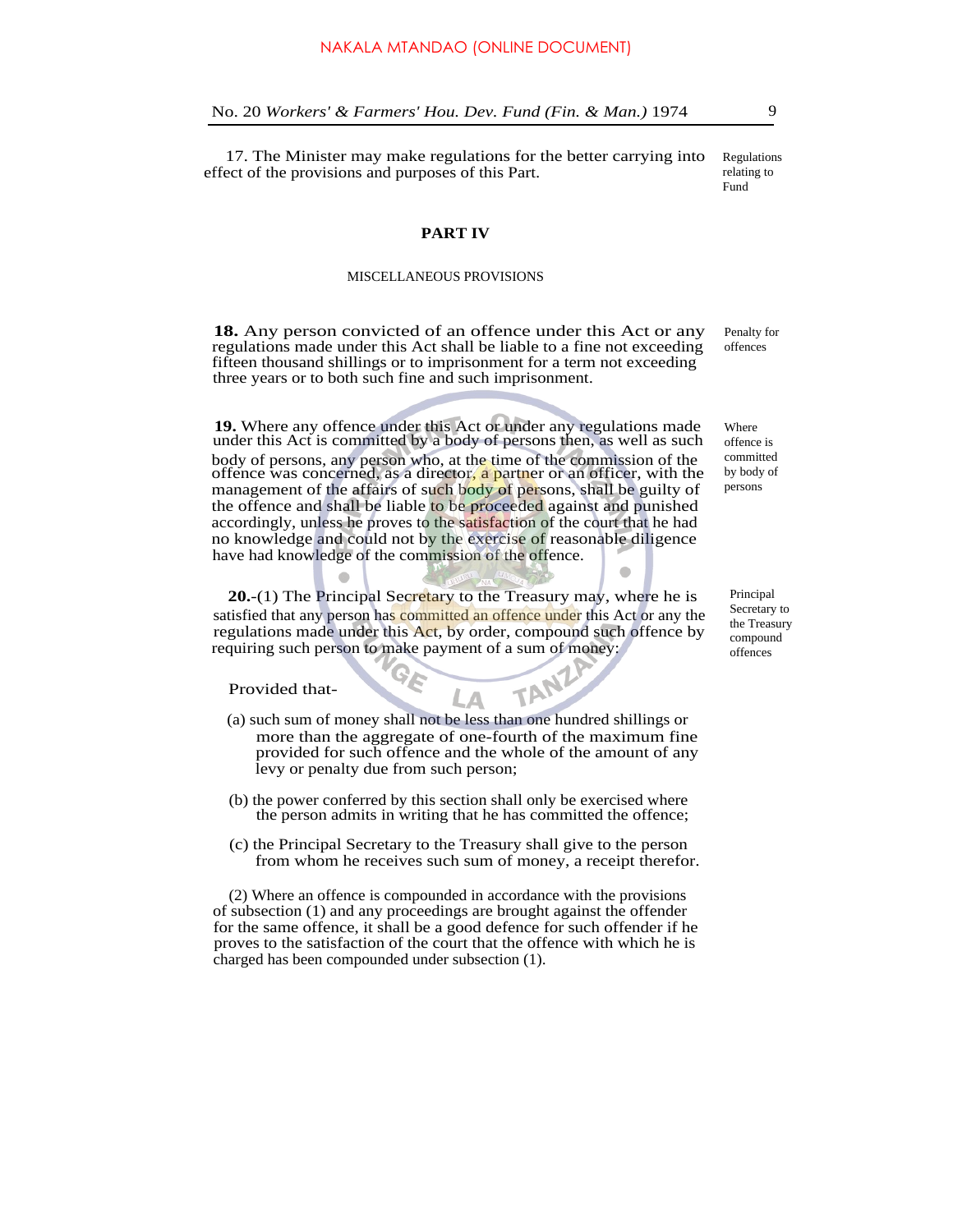17. The Minister may make regulations for the better carrying into effect of the provisions and purposes of this Part.

*Regulations relating to Fund*

## PART IV

### MISCELLANEOUS PROVISIONS

**18.** Any person convicted of an offence under this Act or any regulations made under this Act shall be liable to a fine not exceeding fifteen thousand shillings or to imprisonment for a term not exceeding three years or to both such fine and such imprisonment.

*Penalty for offences*

**19.** Where any offence under this Act or under any regulations made under this Act is committed by a body of persons then, as well as such body of persons, any person who, at the time of the commission of the offence was concerned, as a director, a partner or an officer, with the management of the affairs of such body of persons, shall be guilty of the offence and shall be liable to be proceeded against and punished accordingly, unless he proves to the satisfaction of the court that he had no knowledge and could not by the exercise of reasonable diligence have had knowledge of the commission of the offence.

*Where offence is committed by body of persons*

**20.**-(1) The Principal Secretary to the Treasury may, where he is satisfied that any person has committed an offence under this Act or any the regulations made under this Act, by order, compound such offence by requiring such person to make payment of a sum of money:

*Principal Secretary to the Treasury compound offences*

Provided that-

(a) such sum of money shall not be less than one hundred shillings or more than the aggregate of one-fourth of the maximum fine provided for such offence and the whole of the amount of any levy or penalty due from such person;

(b) the power conferred by this section shall only be exercised where the person admits in writing that he has committed the offence;

(c) the Principal Secretary to the Treasury shall give to the person from whom he receives such sum of money, a receipt therefor.

(2) Where an offence is compounded in accordance with the provisions of subsection (1) and any proceedings are brought against the offender for the same offence, it shall be a good defence for such offender if he proves to the satisfaction of the court that the offence with which he is charged has been compounded under subsection (1).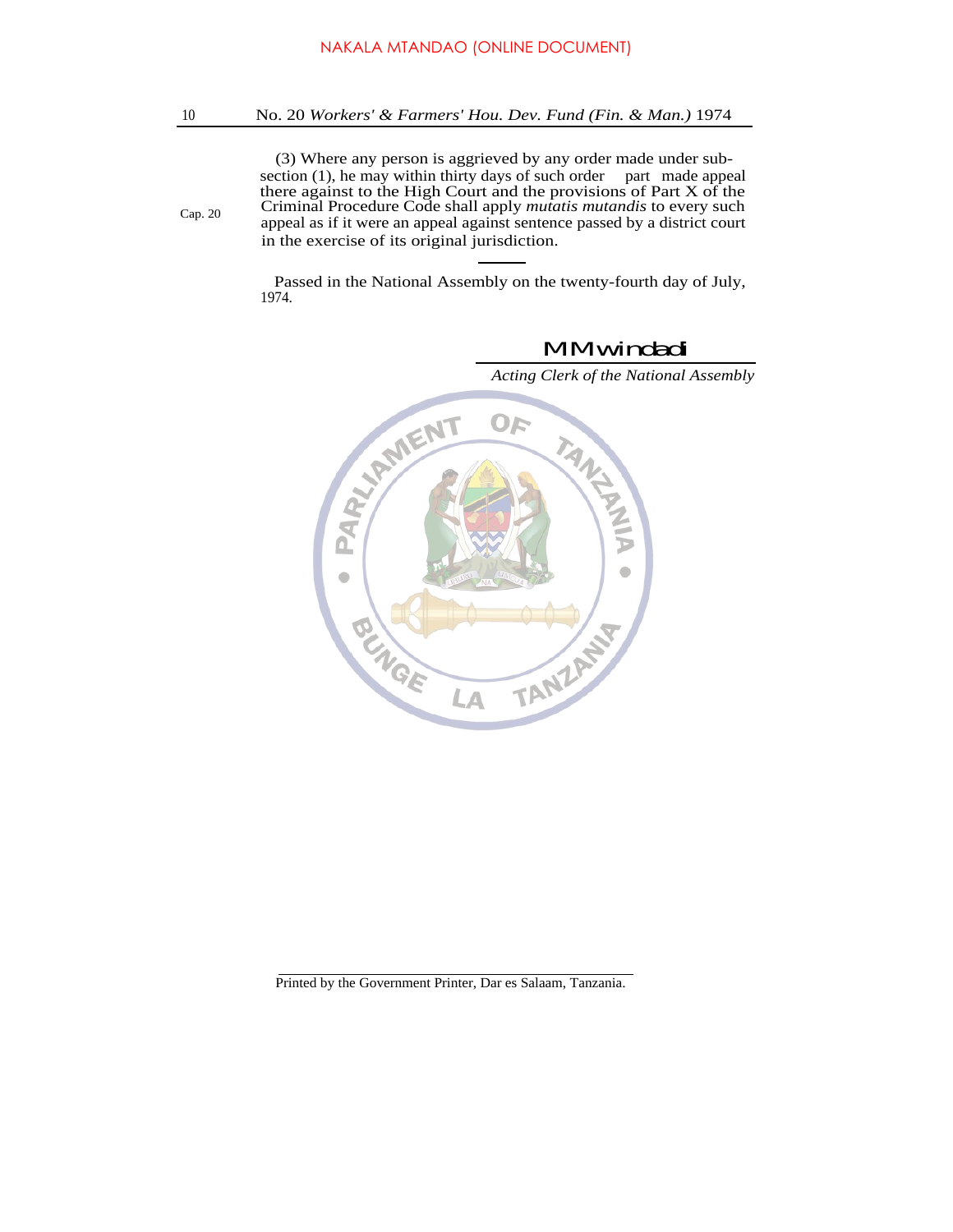(3) Where any person is aggrieved by any order made under sub-section (1), he may within thirty days of such order part made appeal there against to the High Court and the provisions of Part X of the Criminal Procedure Code shall apply *mutatis mutandis* to every such appeal as if it were an appeal against sentence passed by a district court in the exercise of its original jurisdiction.

Cap. 20

---

Passed in the National Assembly on the twenty-fourth day of July, 1974.

M Mwindadi

*Acting Clerk of the National Assembly*

Printed by the Government Printer, Dar es Salaam, Tanzania.